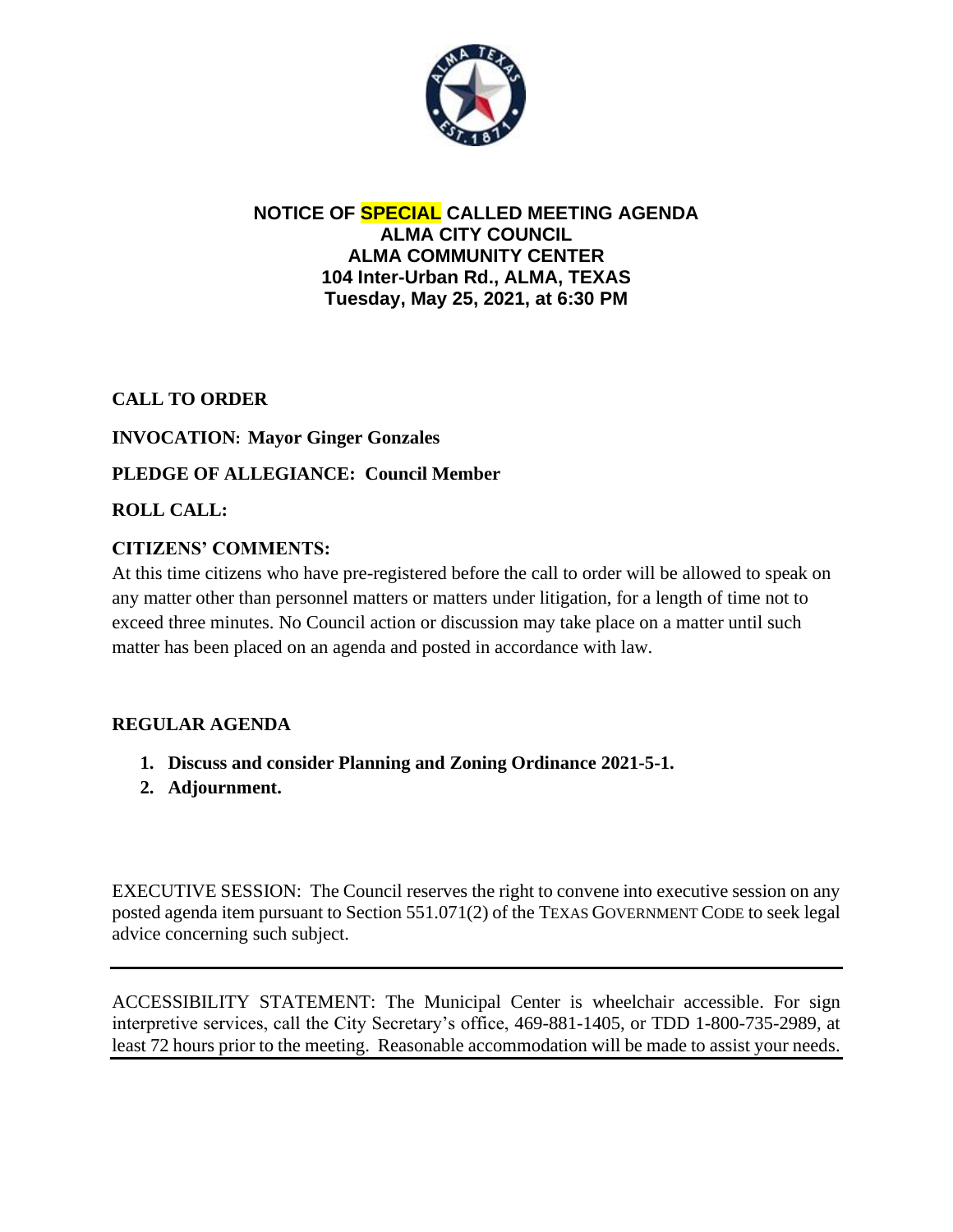**NOTICE OF SPECIAL CALLED MEETING AGENDA**
**ALMA CITY COUNCIL**
**ALMA COMMUNITY CENTER**
**104 Inter-Urban Rd., ALMA, TEXAS**
**Tuesday, May 25, 2021, at 6:30 PM**

**CALL TO ORDER**

**INVOCATION: Mayor Ginger Gonzales**

**PLEDGE OF ALLEGIANCE: Council Member**

**ROLL CALL:**

**CITIZENS' COMMENTS:**

At this time citizens who have pre-registered before the call to order will be allowed to speak on any matter other than personnel matters or matters under litigation, for a length of time not to exceed three minutes. No Council action or discussion may take place on a matter until such matter has been placed on an agenda and posted in accordance with law.

**REGULAR AGENDA**

1. **Discuss and consider Planning and Zoning Ordinance 2021-5-1.**
2. **Adjournment.**

EXECUTIVE SESSION: The Council reserves the right to convene into executive session on any posted agenda item pursuant to Section 551.071(2) of the TEXAS GOVERNMENT CODE to seek legal advice concerning such subject.

---

ACCESSIBILITY STATEMENT: The Municipal Center is wheelchair accessible. For sign interpretive services, call the City Secretary's office, 469-881-1405, or TDD 1-800-735-2989, at least 72 hours prior to the meeting. Reasonable accommodation will be made to assist your needs.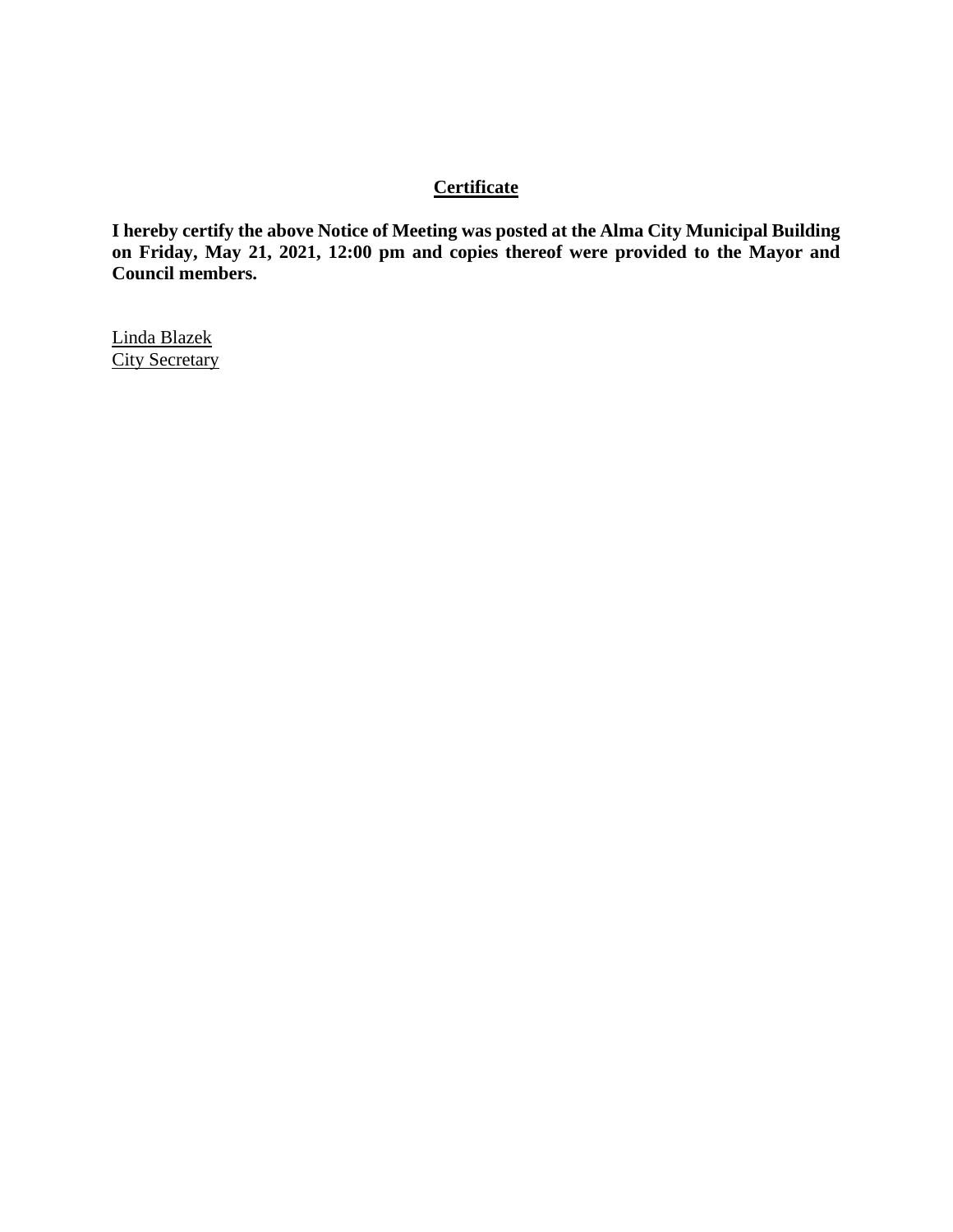## Certificate

**I hereby certify the above Notice of Meeting was posted at the Alma City Municipal Building on Friday, May 21, 2021, 12:00 pm and copies thereof were provided to the Mayor and Council members.**

Linda Blazek
City Secretary